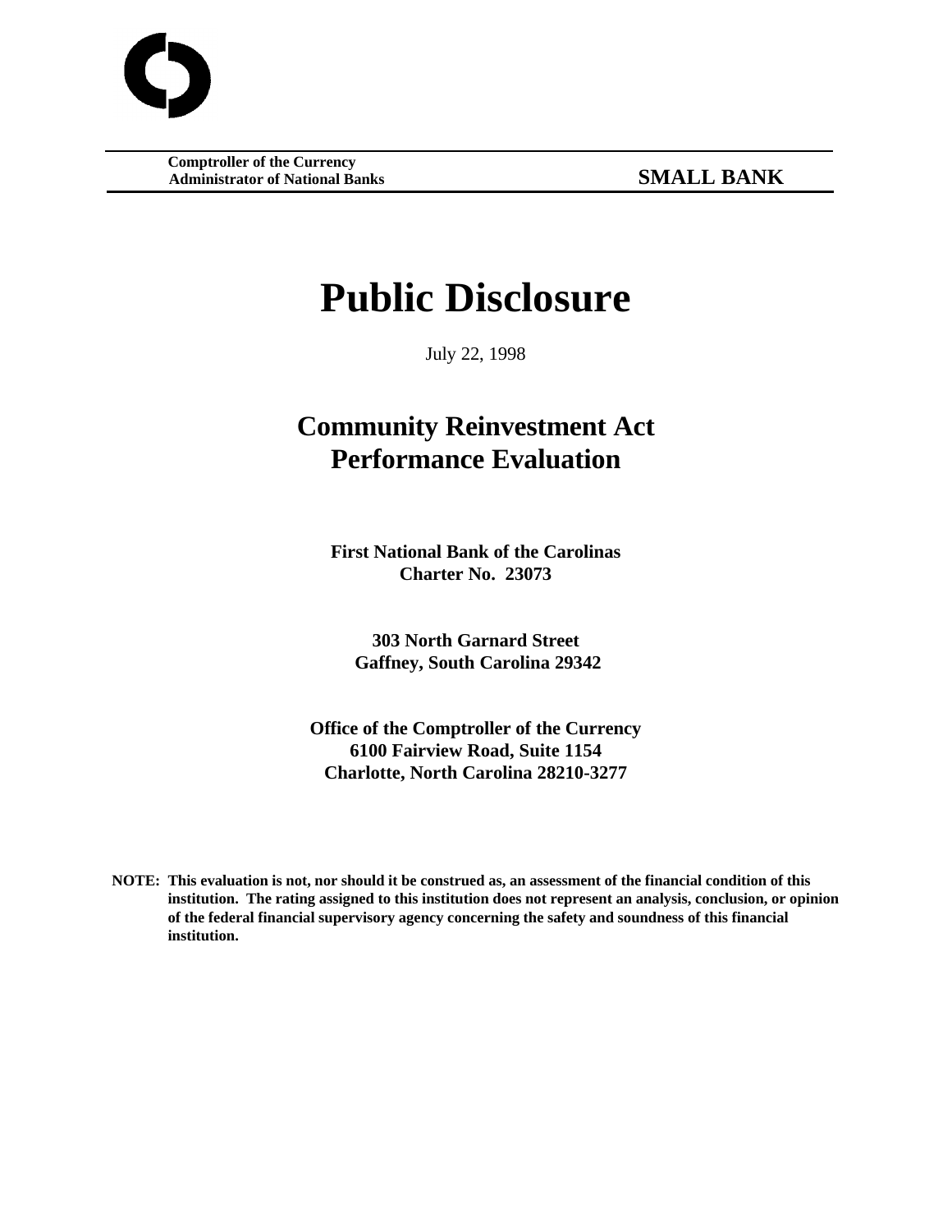**Comptroller of the Currency**
**Administrator of National Banks**

**SMALL BANK**

# Public Disclosure

July 22, 1998

## Community Reinvestment Act Performance Evaluation

**First National Bank of the Carolinas**
**Charter No. 23073**

**303 North Garnard Street**
**Gaffney, South Carolina 29342**

**Office of the Comptroller of the Currency**
**6100 Fairview Road, Suite 1154**
**Charlotte, North Carolina 28210-3277**

**NOTE: This evaluation is not, nor should it be construed as, an assessment of the financial condition of this institution. The rating assigned to this institution does not represent an analysis, conclusion, or opinion of the federal financial supervisory agency concerning the safety and soundness of this financial institution.**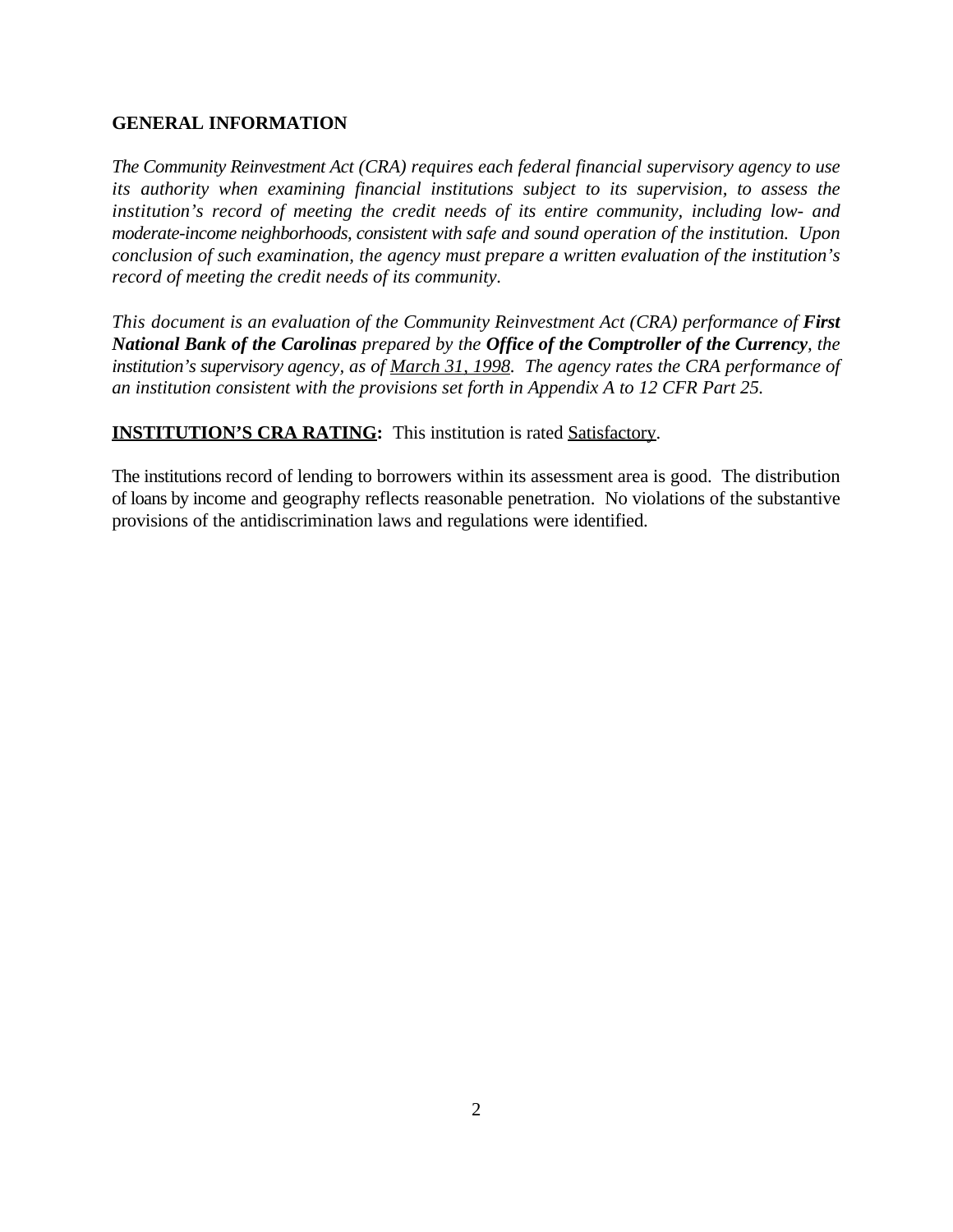## GENERAL INFORMATION

*The Community Reinvestment Act (CRA) requires each federal financial supervisory agency to use its authority when examining financial institutions subject to its supervision, to assess the institution's record of meeting the credit needs of its entire community, including low- and moderate-income neighborhoods, consistent with safe and sound operation of the institution. Upon conclusion of such examination, the agency must prepare a written evaluation of the institution's record of meeting the credit needs of its community.*

*This document is an evaluation of the Community Reinvestment Act (CRA) performance of* ***First National Bank of the Carolinas*** *prepared by the* ***Office of the Comptroller of the Currency****, the institution's supervisory agency, as of March 31, 1998. The agency rates the CRA performance of an institution consistent with the provisions set forth in Appendix A to 12 CFR Part 25.*

**INSTITUTION'S CRA RATING:** This institution is rated Satisfactory.

The institutions record of lending to borrowers within its assessment area is good. The distribution of loans by income and geography reflects reasonable penetration. No violations of the substantive provisions of the antidiscrimination laws and regulations were identified.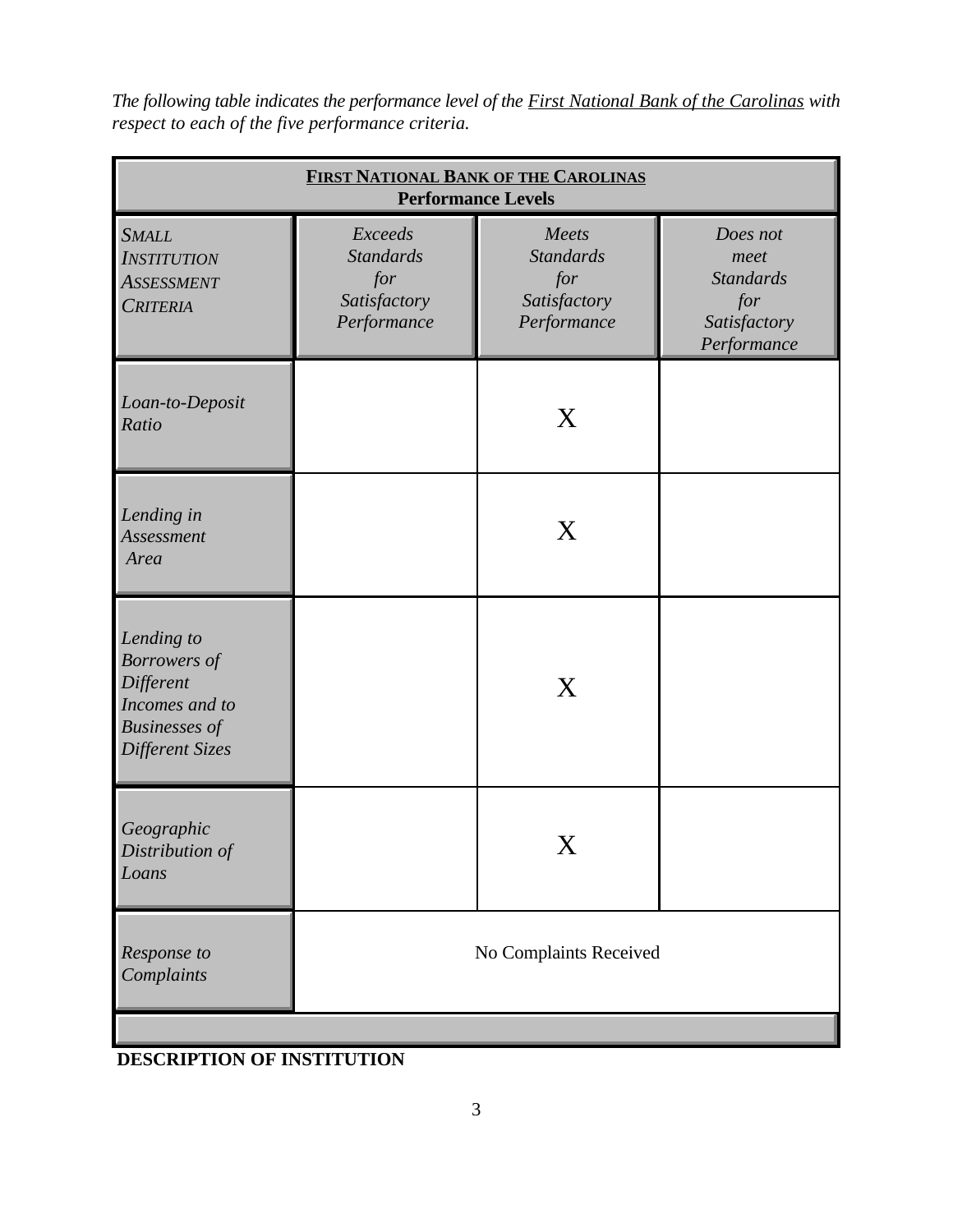*The following table indicates the performance level of the First National Bank of the Carolinas with respect to each of the five performance criteria.*

| **FIRST NATIONAL BANK OF THE CAROLINAS** **Performance Levels** | | | |
|---|---|---|---|
| *SMALL INSTITUTION ASSESSMENT CRITERIA* | *Exceeds Standards for Satisfactory Performance* | *Meets Standards for Satisfactory Performance* | *Does not meet Standards for Satisfactory Performance* |
| *Loan-to-Deposit Ratio* | | X | |
| *Lending in Assessment Area* | | X | |
| *Lending to Borrowers of Different Incomes and to Businesses of Different Sizes* | | X | |
| *Geographic Distribution of Loans* | | X | |
| *Response to Complaints* | No Complaints Received | | |

**DESCRIPTION OF INSTITUTION**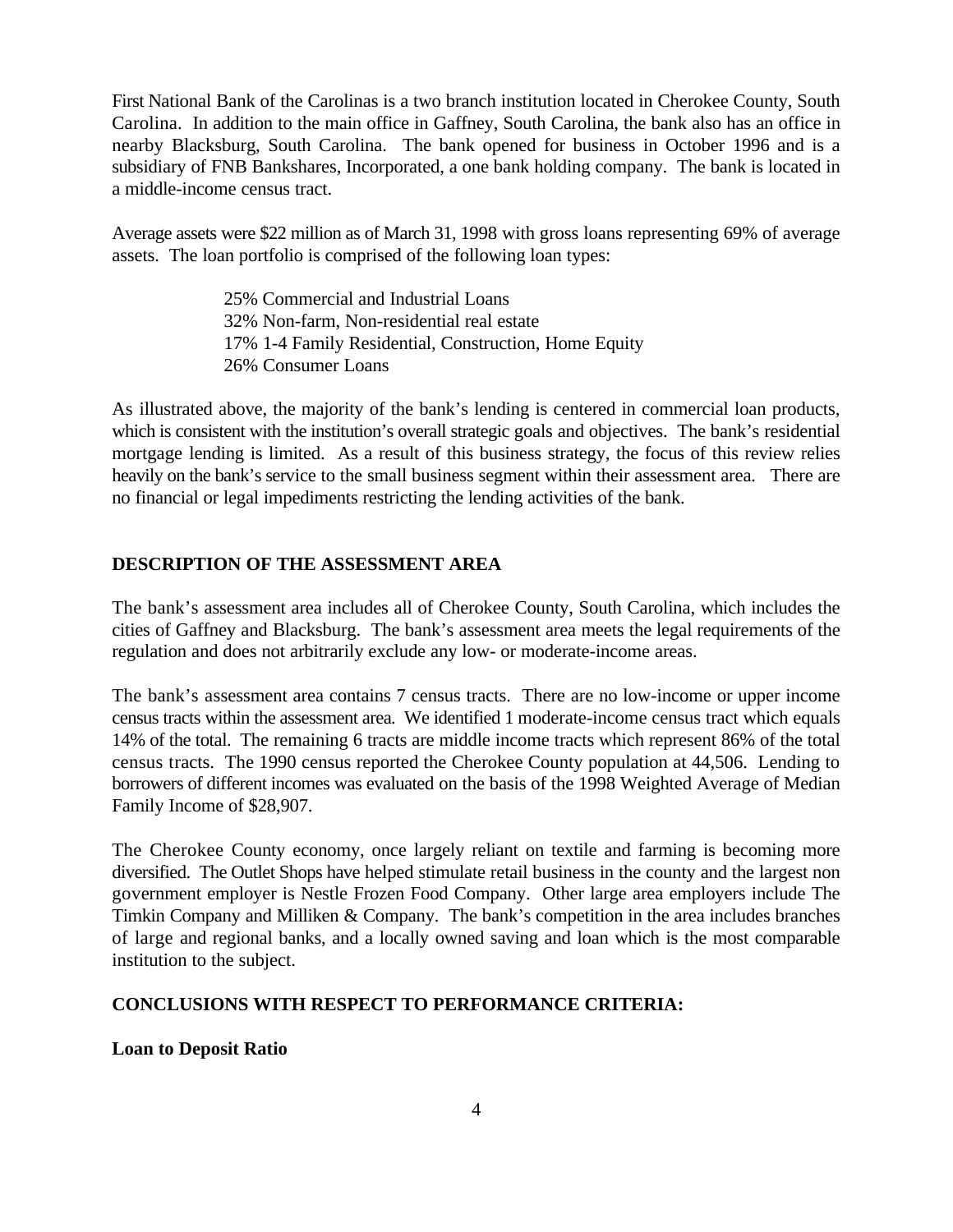First National Bank of the Carolinas is a two branch institution located in Cherokee County, South Carolina. In addition to the main office in Gaffney, South Carolina, the bank also has an office in nearby Blacksburg, South Carolina. The bank opened for business in October 1996 and is a subsidiary of FNB Bankshares, Incorporated, a one bank holding company. The bank is located in a middle-income census tract.

Average assets were $22 million as of March 31, 1998 with gross loans representing 69% of average assets. The loan portfolio is comprised of the following loan types:

25% Commercial and Industrial Loans
32% Non-farm, Non-residential real estate
17% 1-4 Family Residential, Construction, Home Equity
26% Consumer Loans

As illustrated above, the majority of the bank's lending is centered in commercial loan products, which is consistent with the institution's overall strategic goals and objectives. The bank's residential mortgage lending is limited. As a result of this business strategy, the focus of this review relies heavily on the bank's service to the small business segment within their assessment area. There are no financial or legal impediments restricting the lending activities of the bank.

## DESCRIPTION OF THE ASSESSMENT AREA

The bank's assessment area includes all of Cherokee County, South Carolina, which includes the cities of Gaffney and Blacksburg. The bank's assessment area meets the legal requirements of the regulation and does not arbitrarily exclude any low- or moderate-income areas.

The bank's assessment area contains 7 census tracts. There are no low-income or upper income census tracts within the assessment area. We identified 1 moderate-income census tract which equals 14% of the total. The remaining 6 tracts are middle income tracts which represent 86% of the total census tracts. The 1990 census reported the Cherokee County population at 44,506. Lending to borrowers of different incomes was evaluated on the basis of the 1998 Weighted Average of Median Family Income of $28,907.

The Cherokee County economy, once largely reliant on textile and farming is becoming more diversified. The Outlet Shops have helped stimulate retail business in the county and the largest non government employer is Nestle Frozen Food Company. Other large area employers include The Timkin Company and Milliken & Company. The bank's competition in the area includes branches of large and regional banks, and a locally owned saving and loan which is the most comparable institution to the subject.

## CONCLUSIONS WITH RESPECT TO PERFORMANCE CRITERIA:

### Loan to Deposit Ratio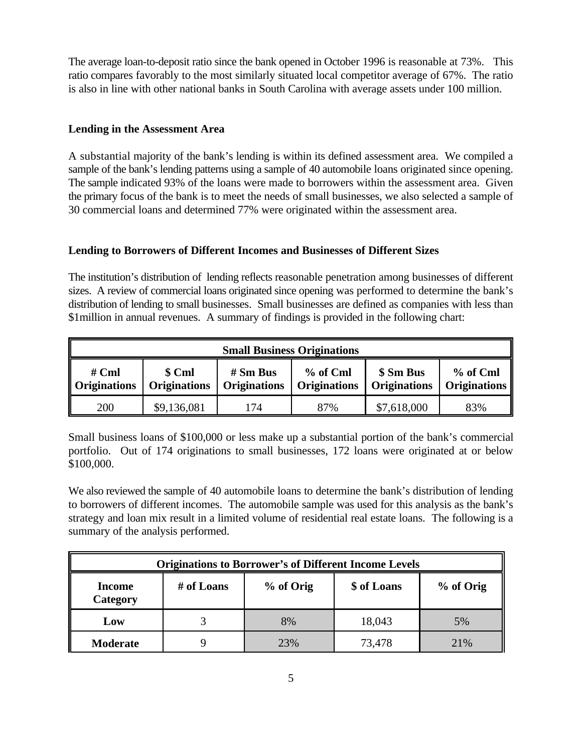The average loan-to-deposit ratio since the bank opened in October 1996 is reasonable at 73%. This ratio compares favorably to the most similarly situated local competitor average of 67%. The ratio is also in line with other national banks in South Carolina with average assets under 100 million.

**Lending in the Assessment Area**

A substantial majority of the bank's lending is within its defined assessment area. We compiled a sample of the bank's lending patterns using a sample of 40 automobile loans originated since opening. The sample indicated 93% of the loans were made to borrowers within the assessment area. Given the primary focus of the bank is to meet the needs of small businesses, we also selected a sample of 30 commercial loans and determined 77% were originated within the assessment area.

**Lending to Borrowers of Different Incomes and Businesses of Different Sizes**

The institution's distribution of lending reflects reasonable penetration among businesses of different sizes. A review of commercial loans originated since opening was performed to determine the bank's distribution of lending to small businesses. Small businesses are defined as companies with less than $1million in annual revenues. A summary of findings is provided in the following chart:

| Small Business Originations | | | | | |
|---|---|---|---|---|---|
| **# Cml Originations** | **$ Cml Originations** | **# Sm Bus Originations** | **% of Cml Originations** | **$ Sm Bus Originations** | **% of Cml Originations** |
| 200 | $9,136,081 | 174 | 87% | $7,618,000 | 83% |

Small business loans of $100,000 or less make up a substantial portion of the bank's commercial portfolio. Out of 174 originations to small businesses, 172 loans were originated at or below $100,000.

We also reviewed the sample of 40 automobile loans to determine the bank's distribution of lending to borrowers of different incomes. The automobile sample was used for this analysis as the bank's strategy and loan mix result in a limited volume of residential real estate loans. The following is a summary of the analysis performed.

| Originations to Borrower's of Different Income Levels | | | | |
|---|---|---|---|---|
| **Income Category** | **# of Loans** | **% of Orig** | **$ of Loans** | **% of Orig** |
| **Low** | 3 | 8% | 18,043 | 5% |
| **Moderate** | 9 | 23% | 73,478 | 21% |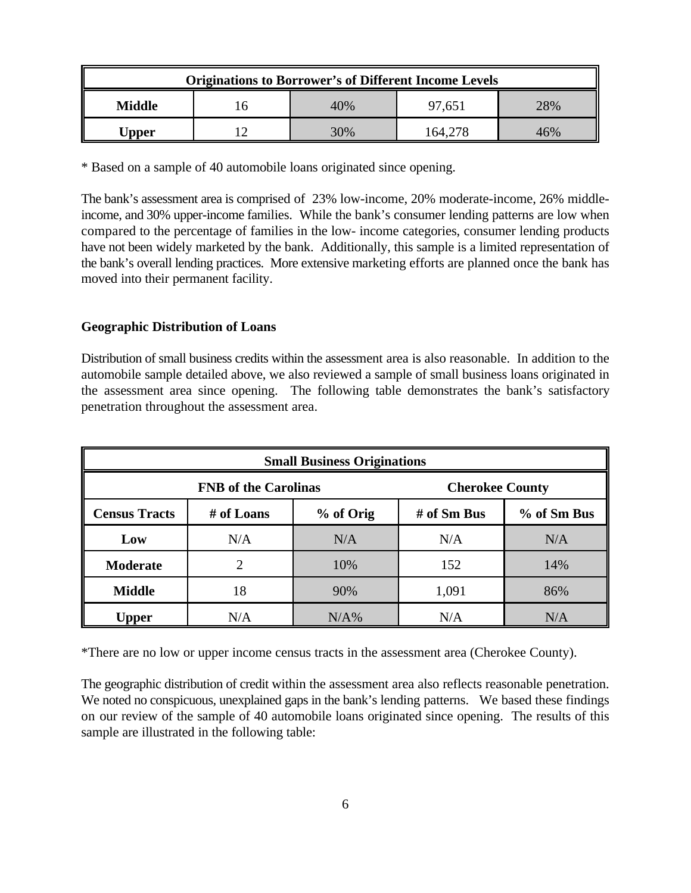| Originations to Borrower's of Different Income Levels | | | | |
|---|---|---|---|---|
| **Middle** | 16 | 40% | 97,651 | 28% |
| **Upper** | 12 | 30% | 164,278 | 46% |

* Based on a sample of 40 automobile loans originated since opening.

The bank's assessment area is comprised of 23% low-income, 20% moderate-income, 26% middle-income, and 30% upper-income families. While the bank's consumer lending patterns are low when compared to the percentage of families in the low- income categories, consumer lending products have not been widely marketed by the bank. Additionally, this sample is a limited representation of the bank's overall lending practices. More extensive marketing efforts are planned once the bank has moved into their permanent facility.

**Geographic Distribution of Loans**

Distribution of small business credits within the assessment area is also reasonable. In addition to the automobile sample detailed above, we also reviewed a sample of small business loans originated in the assessment area since opening. The following table demonstrates the bank's satisfactory penetration throughout the assessment area.

| Small Business Originations | | | | |
|---|---|---|---|---|
| | **FNB of the Carolinas** | | **Cherokee County** | |
| **Census Tracts** | **# of Loans** | **% of Orig** | **# of Sm Bus** | **% of Sm Bus** |
| **Low** | N/A | N/A | N/A | N/A |
| **Moderate** | 2 | 10% | 152 | 14% |
| **Middle** | 18 | 90% | 1,091 | 86% |
| **Upper** | N/A | N/A% | N/A | N/A |

*There are no low or upper income census tracts in the assessment area (Cherokee County).

The geographic distribution of credit within the assessment area also reflects reasonable penetration. We noted no conspicuous, unexplained gaps in the bank's lending patterns. We based these findings on our review of the sample of 40 automobile loans originated since opening. The results of this sample are illustrated in the following table: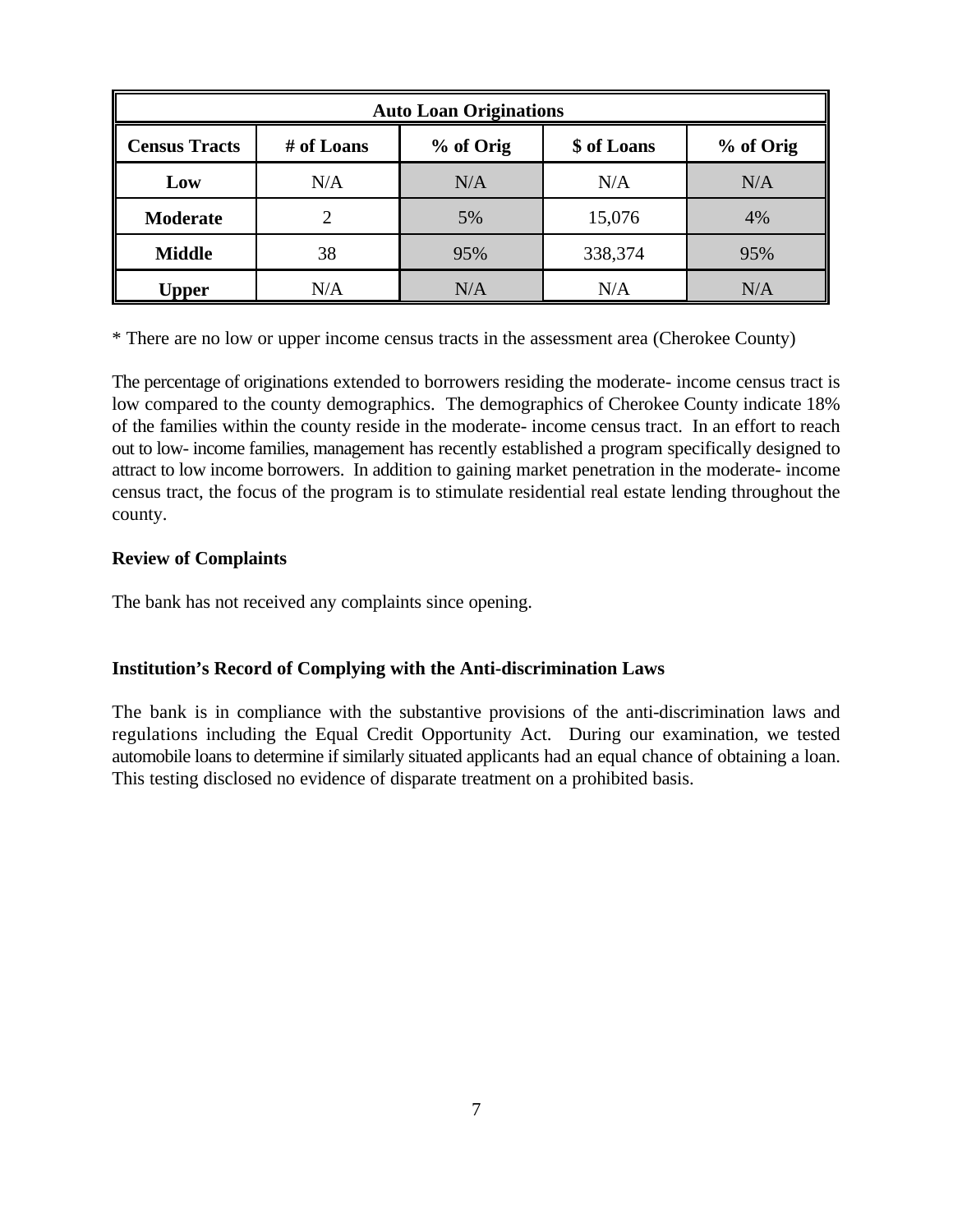| Auto Loan Originations | | | | |
| --- | --- | --- | --- | --- |
| **Census Tracts** | **# of Loans** | **% of Orig** | **$ of Loans** | **% of Orig** |
| **Low** | N/A | N/A | N/A | N/A |
| **Moderate** | 2 | 5% | 15,076 | 4% |
| **Middle** | 38 | 95% | 338,374 | 95% |
| **Upper** | N/A | N/A | N/A | N/A |

* There are no low or upper income census tracts in the assessment area (Cherokee County)

The percentage of originations extended to borrowers residing the moderate- income census tract is low compared to the county demographics. The demographics of Cherokee County indicate 18% of the families within the county reside in the moderate- income census tract. In an effort to reach out to low- income families, management has recently established a program specifically designed to attract to low income borrowers. In addition to gaining market penetration in the moderate- income census tract, the focus of the program is to stimulate residential real estate lending throughout the county.

**Review of Complaints**

The bank has not received any complaints since opening.

**Institution's Record of Complying with the Anti-discrimination Laws**

The bank is in compliance with the substantive provisions of the anti-discrimination laws and regulations including the Equal Credit Opportunity Act. During our examination, we tested automobile loans to determine if similarly situated applicants had an equal chance of obtaining a loan. This testing disclosed no evidence of disparate treatment on a prohibited basis.